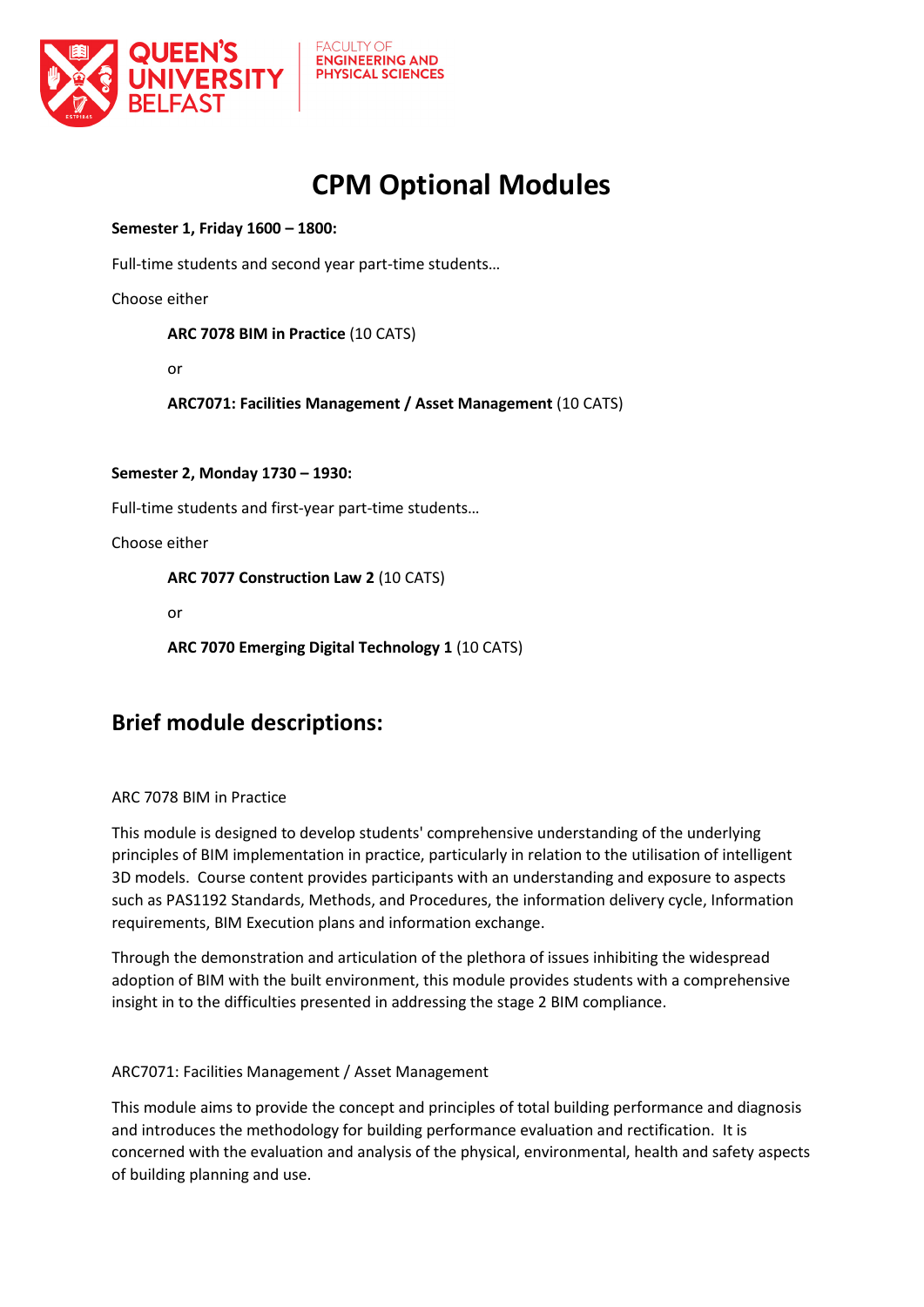QUEEN'S UNIVERSITY BELFAST

FACULTY OF ENGINEERING AND PHYSICAL SCIENCES

# CPM Optional Modules

**Semester 1, Friday 1600 – 1800:**

Full-time students and second year part-time students…

Choose either

> **ARC 7078 BIM in Practice** (10 CATS)
>
> or
>
> **ARC7071: Facilities Management / Asset Management** (10 CATS)

**Semester 2, Monday 1730 – 1930:**

Full-time students and first-year part-time students…

Choose either

> **ARC 7077 Construction Law 2** (10 CATS)
>
> or
>
> **ARC 7070 Emerging Digital Technology 1** (10 CATS)

## Brief module descriptions:

ARC 7078 BIM in Practice

This module is designed to develop students' comprehensive understanding of the underlying principles of BIM implementation in practice, particularly in relation to the utilisation of intelligent 3D models. Course content provides participants with an understanding and exposure to aspects such as PAS1192 Standards, Methods, and Procedures, the information delivery cycle, Information requirements, BIM Execution plans and information exchange.

Through the demonstration and articulation of the plethora of issues inhibiting the widespread adoption of BIM with the built environment, this module provides students with a comprehensive insight in to the difficulties presented in addressing the stage 2 BIM compliance.

ARC7071: Facilities Management / Asset Management

This module aims to provide the concept and principles of total building performance and diagnosis and introduces the methodology for building performance evaluation and rectification. It is concerned with the evaluation and analysis of the physical, environmental, health and safety aspects of building planning and use.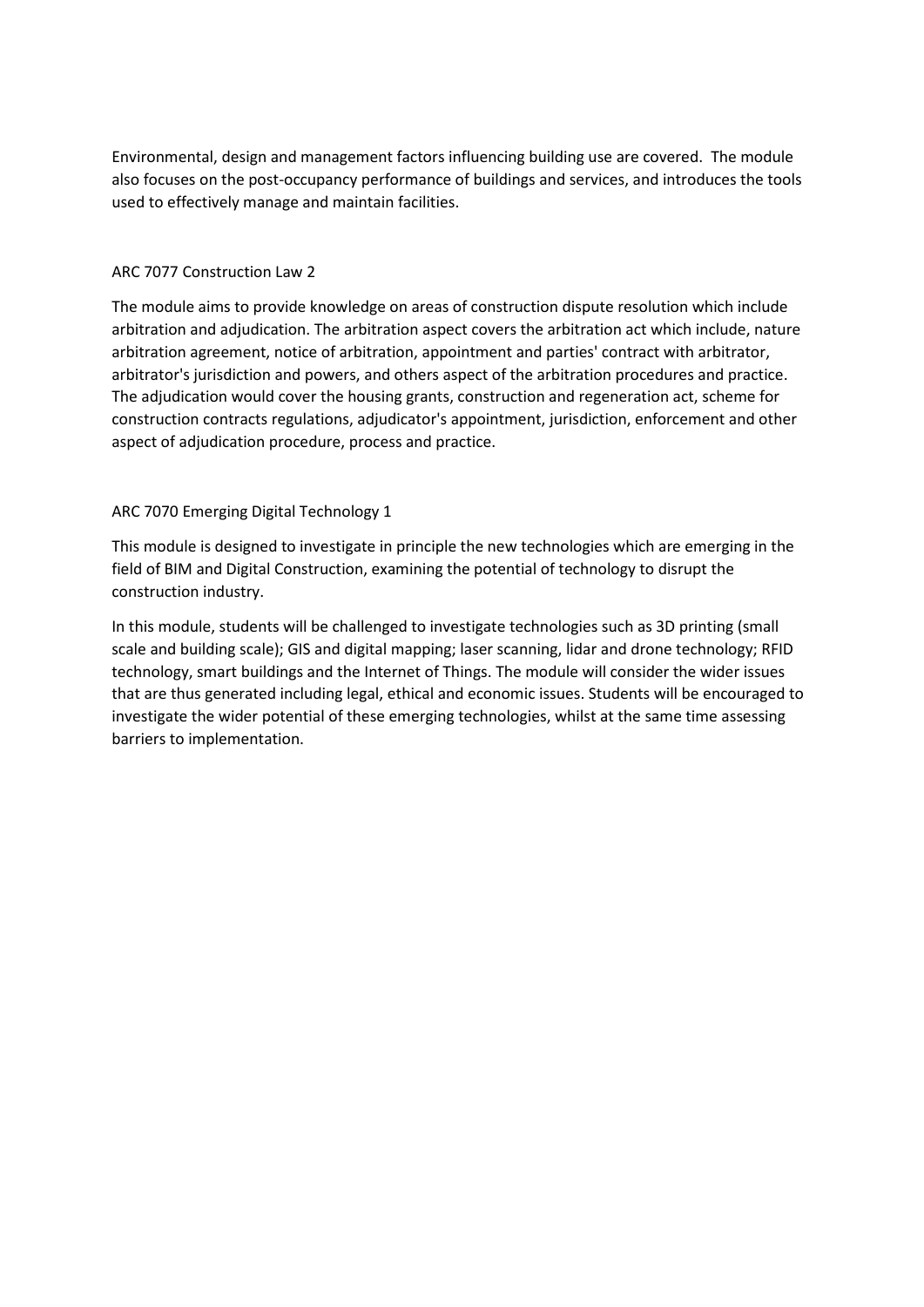Environmental, design and management factors influencing building use are covered. The module also focuses on the post-occupancy performance of buildings and services, and introduces the tools used to effectively manage and maintain facilities.

### ARC 7077 Construction Law 2

The module aims to provide knowledge on areas of construction dispute resolution which include arbitration and adjudication. The arbitration aspect covers the arbitration act which include, nature arbitration agreement, notice of arbitration, appointment and parties' contract with arbitrator, arbitrator's jurisdiction and powers, and others aspect of the arbitration procedures and practice. The adjudication would cover the housing grants, construction and regeneration act, scheme for construction contracts regulations, adjudicator's appointment, jurisdiction, enforcement and other aspect of adjudication procedure, process and practice.

### ARC 7070 Emerging Digital Technology 1

This module is designed to investigate in principle the new technologies which are emerging in the field of BIM and Digital Construction, examining the potential of technology to disrupt the construction industry.

In this module, students will be challenged to investigate technologies such as 3D printing (small scale and building scale); GIS and digital mapping; laser scanning, lidar and drone technology; RFID technology, smart buildings and the Internet of Things. The module will consider the wider issues that are thus generated including legal, ethical and economic issues. Students will be encouraged to investigate the wider potential of these emerging technologies, whilst at the same time assessing barriers to implementation.